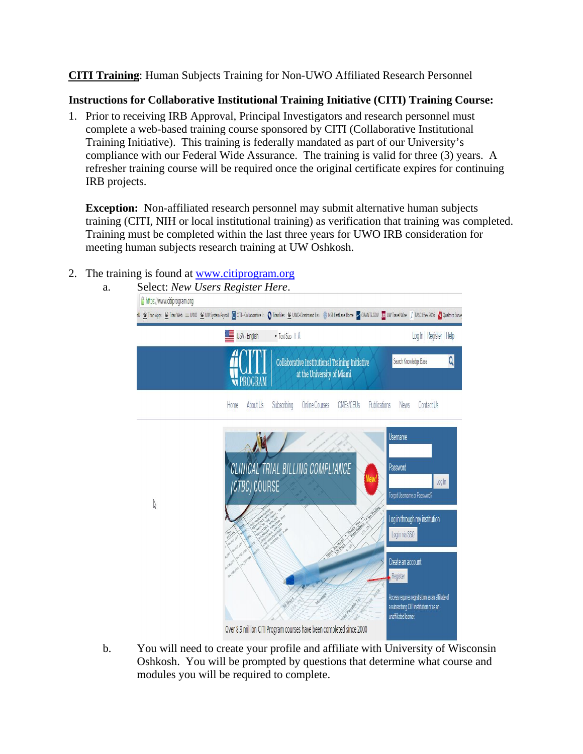**CITI Training**: Human Subjects Training for Non-UWO Affiliated Research Personnel

**Instructions for Collaborative Institutional Training Initiative (CITI) Training Course:**

1. Prior to receiving IRB Approval, Principal Investigators and research personnel must complete a web-based training course sponsored by CITI (Collaborative Institutional Training Initiative). This training is federally mandated as part of our University's compliance with our Federal Wide Assurance. The training is valid for three (3) years. A refresher training course will be required once the original certificate expires for continuing IRB projects.

   **Exception:** Non-affiliated research personnel may submit alternative human subjects training (CITI, NIH or local institutional training) as verification that training was completed. Training must be completed within the last three years for UWO IRB consideration for meeting human subjects research training at UW Oshkosh.

2. The training is found at [www.citiprogram.org](http://www.citiprogram.org)
   a. Select: *New Users Register Here*.

   b. You will need to create your profile and affiliate with University of Wisconsin Oshkosh. You will be prompted by questions that determine what course and modules you will be required to complete.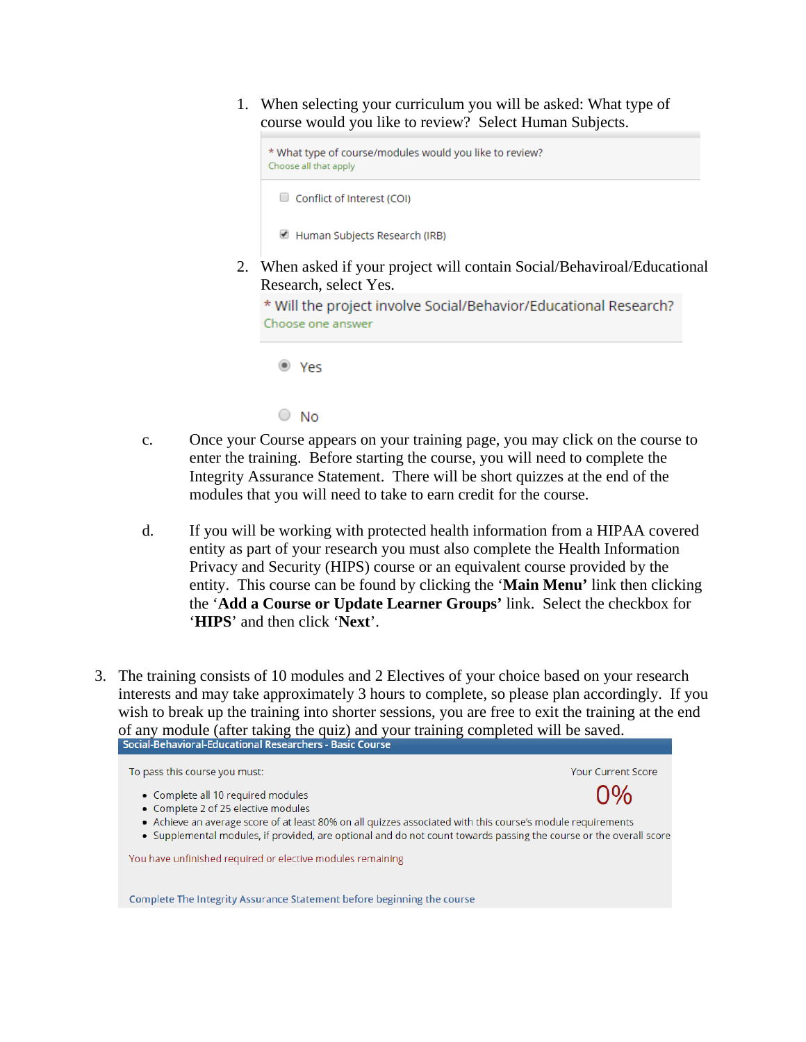1. When selecting your curriculum you will be asked: What type of course would you like to review? Select Human Subjects.

   \* What type of course/modules would you like to review?
   Choose all that apply

   - [ ] Conflict of Interest (COI)
   - [x] Human Subjects Research (IRB)

2. When asked if your project will contain Social/Behaviroal/Educational Research, select Yes.

   \* Will the project involve Social/Behavior/Educational Research?
   Choose one answer

   - (•) Yes
   - ( ) No

c. Once your Course appears on your training page, you may click on the course to enter the training. Before starting the course, you will need to complete the Integrity Assurance Statement. There will be short quizzes at the end of the modules that you will need to take to earn credit for the course.

d. If you will be working with protected health information from a HIPAA covered entity as part of your research you must also complete the Health Information Privacy and Security (HIPS) course or an equivalent course provided by the entity. This course can be found by clicking the '**Main Menu'** link then clicking the '**Add a Course or Update Learner Groups'** link. Select the checkbox for '**HIPS**' and then click '**Next**'.

3. The training consists of 10 modules and 2 Electives of your choice based on your research interests and may take approximately 3 hours to complete, so please plan accordingly. If you wish to break up the training into shorter sessions, you are free to exit the training at the end of any module (after taking the quiz) and your training completed will be saved.

**Social-Behavioral-Educational Researchers - Basic Course**

To pass this course you must:

- Complete all 10 required modules
- Complete 2 of 25 elective modules
- Achieve an average score of at least 80% on all quizzes associated with this course's module requirements
- Supplemental modules, if provided, are optional and do not count towards passing the course or the overall score

Your Current Score
0%

You have unfinished required or elective modules remaining

Complete The Integrity Assurance Statement before beginning the course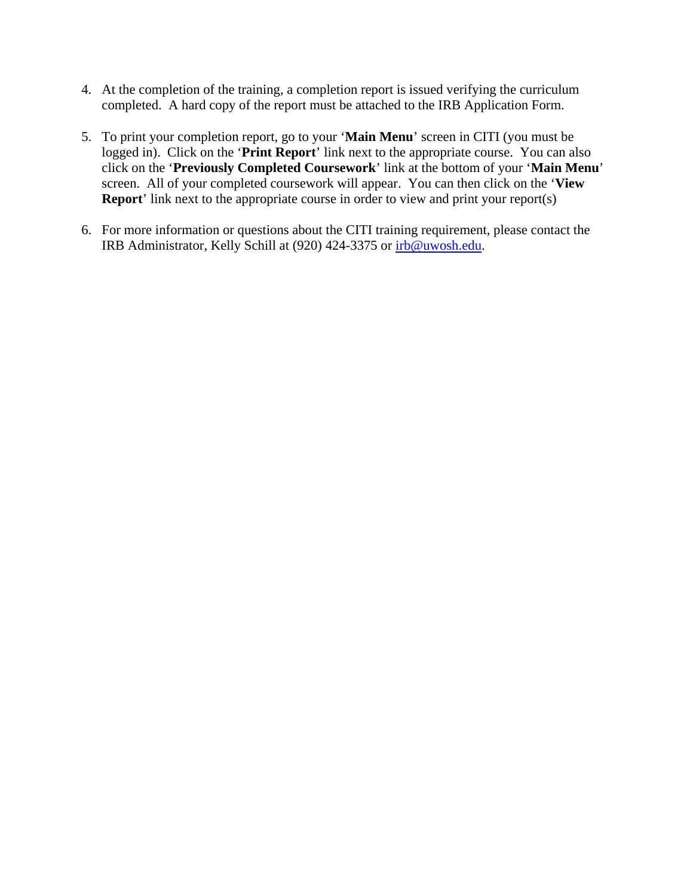4. At the completion of the training, a completion report is issued verifying the curriculum completed. A hard copy of the report must be attached to the IRB Application Form.

5. To print your completion report, go to your '**Main Menu**' screen in CITI (you must be logged in). Click on the '**Print Report**' link next to the appropriate course. You can also click on the '**Previously Completed Coursework**' link at the bottom of your '**Main Menu**' screen. All of your completed coursework will appear. You can then click on the '**View Report**' link next to the appropriate course in order to view and print your report(s)

6. For more information or questions about the CITI training requirement, please contact the IRB Administrator, Kelly Schill at (920) 424-3375 or [irb@uwosh.edu](mailto:irb@uwosh.edu).